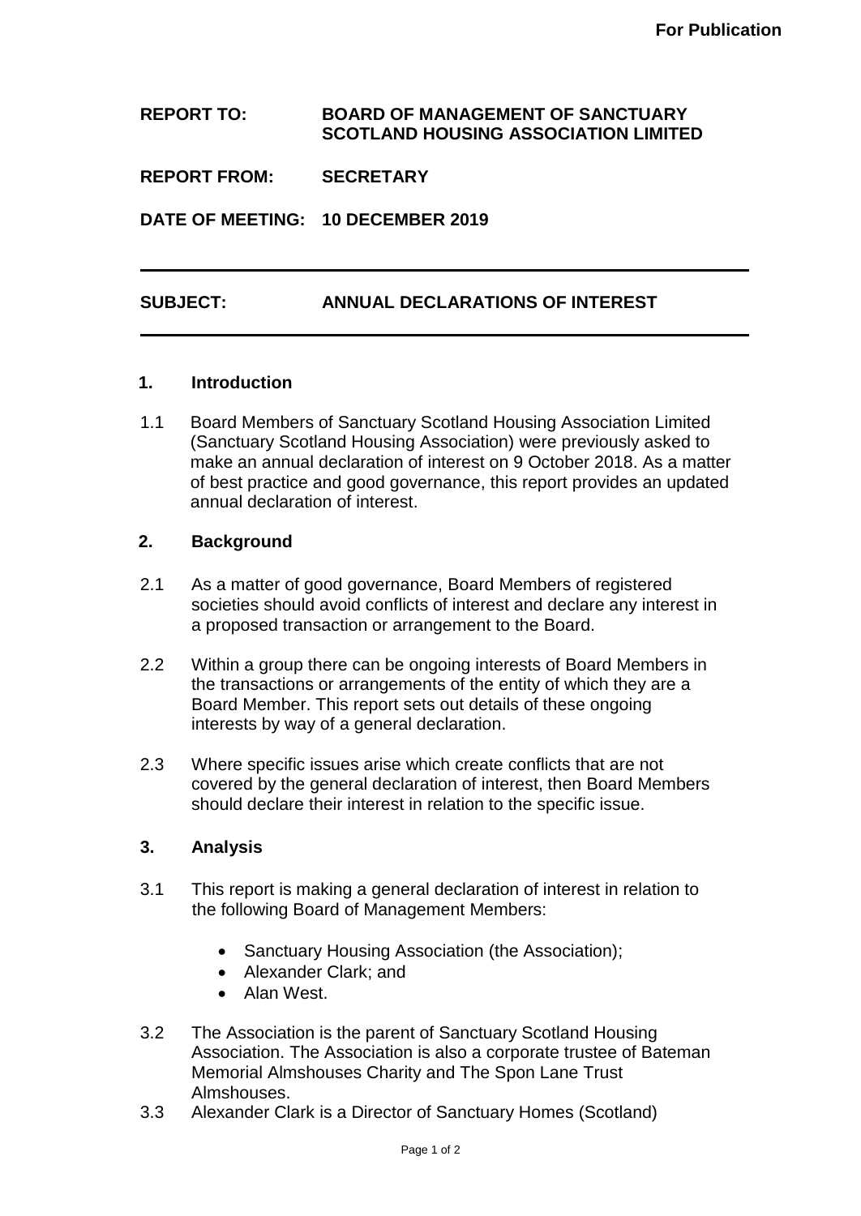**For Publication**

**REPORT TO:** **BOARD OF MANAGEMENT OF SANCTUARY SCOTLAND HOUSING ASSOCIATION LIMITED**

**REPORT FROM:** **SECRETARY**

**DATE OF MEETING:** **10 DECEMBER 2019**

---

**SUBJECT:** **ANNUAL DECLARATIONS OF INTEREST**

---

## 1. Introduction

1.1 Board Members of Sanctuary Scotland Housing Association Limited (Sanctuary Scotland Housing Association) were previously asked to make an annual declaration of interest on 9 October 2018. As a matter of best practice and good governance, this report provides an updated annual declaration of interest.

## 2. Background

2.1 As a matter of good governance, Board Members of registered societies should avoid conflicts of interest and declare any interest in a proposed transaction or arrangement to the Board.

2.2 Within a group there can be ongoing interests of Board Members in the transactions or arrangements of the entity of which they are a Board Member. This report sets out details of these ongoing interests by way of a general declaration.

2.3 Where specific issues arise which create conflicts that are not covered by the general declaration of interest, then Board Members should declare their interest in relation to the specific issue.

## 3. Analysis

3.1 This report is making a general declaration of interest in relation to the following Board of Management Members:

- Sanctuary Housing Association (the Association);
- Alexander Clark; and
- Alan West.

3.2 The Association is the parent of Sanctuary Scotland Housing Association. The Association is also a corporate trustee of Bateman Memorial Almshouses Charity and The Spon Lane Trust Almshouses.

3.3 Alexander Clark is a Director of Sanctuary Homes (Scotland)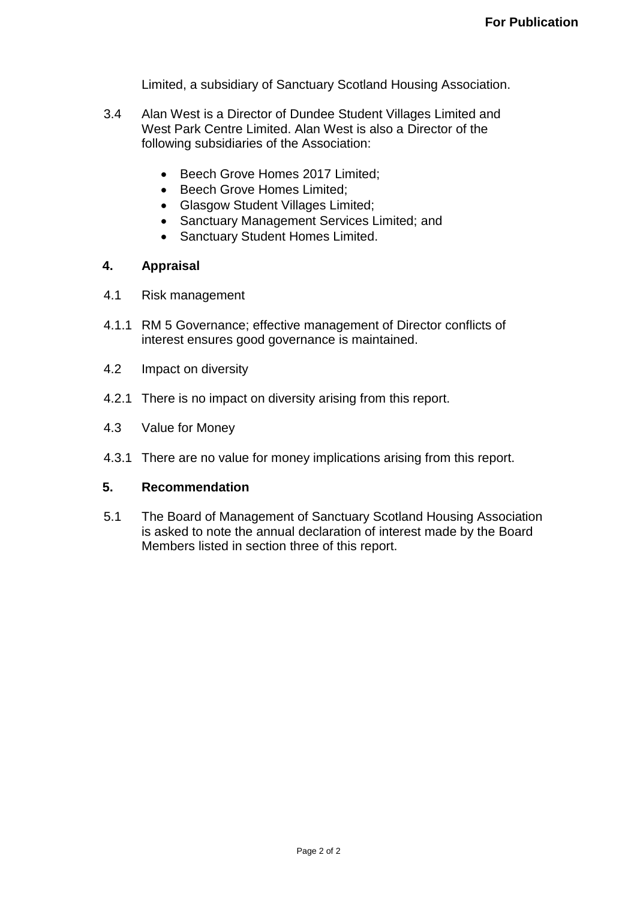Limited, a subsidiary of Sanctuary Scotland Housing Association.

3.4 Alan West is a Director of Dundee Student Villages Limited and West Park Centre Limited. Alan West is also a Director of the following subsidiaries of the Association:

- Beech Grove Homes 2017 Limited;
- Beech Grove Homes Limited;
- Glasgow Student Villages Limited;
- Sanctuary Management Services Limited; and
- Sanctuary Student Homes Limited.

## 4. Appraisal

4.1 Risk management

4.1.1 RM 5 Governance; effective management of Director conflicts of interest ensures good governance is maintained.

4.2 Impact on diversity

4.2.1 There is no impact on diversity arising from this report.

4.3 Value for Money

4.3.1 There are no value for money implications arising from this report.

## 5. Recommendation

5.1 The Board of Management of Sanctuary Scotland Housing Association is asked to note the annual declaration of interest made by the Board Members listed in section three of this report.